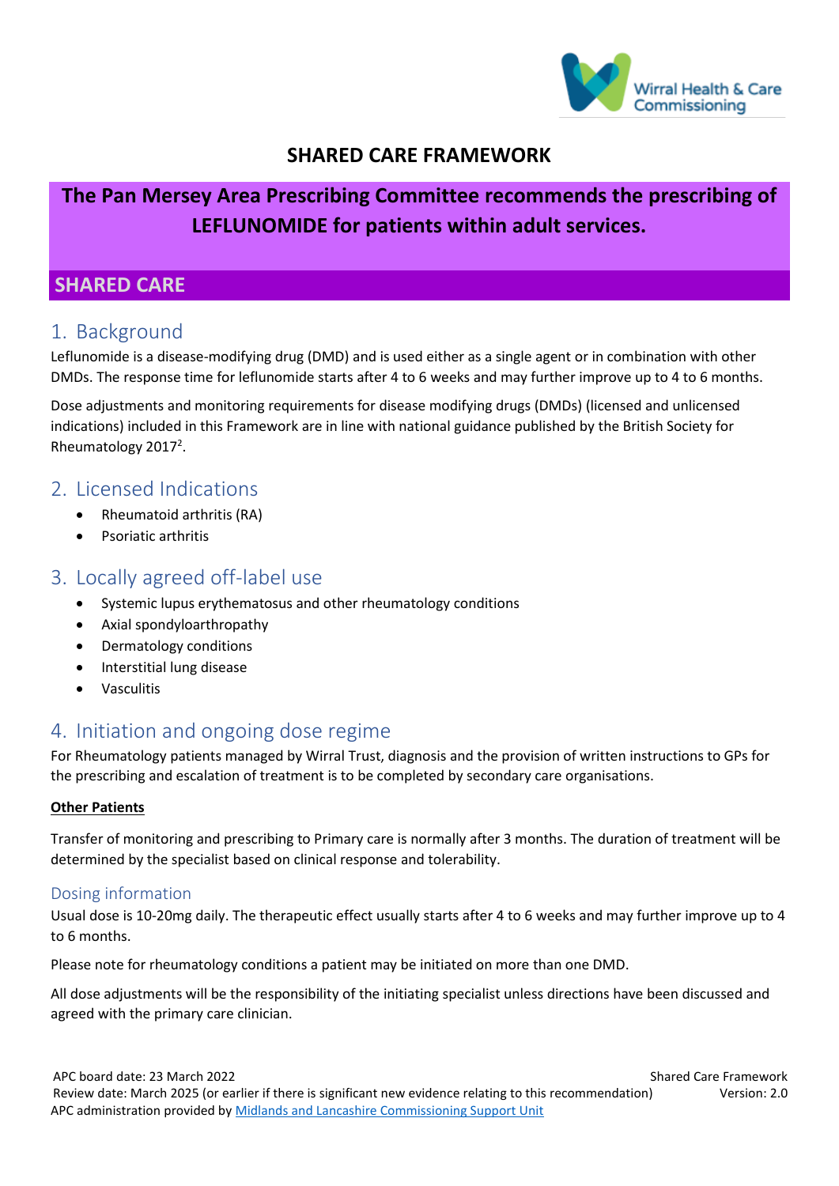# SHARED CARE FRAMEWORK

## The Pan Mersey Area Prescribing Committee recommends the prescribing of LEFLUNOMIDE for patients within adult services.

## SHARED CARE

## 1. Background

Leflunomide is a disease-modifying drug (DMD) and is used either as a single agent or in combination with other DMDs. The response time for leflunomide starts after 4 to 6 weeks and may further improve up to 4 to 6 months.

Dose adjustments and monitoring requirements for disease modifying drugs (DMDs) (licensed and unlicensed indications) included in this Framework are in line with national guidance published by the British Society for Rheumatology 2017[2].

## 2. Licensed Indications

- Rheumatoid arthritis (RA)
- Psoriatic arthritis

## 3. Locally agreed off-label use

- Systemic lupus erythematosus and other rheumatology conditions
- Axial spondyloarthropathy
- Dermatology conditions
- Interstitial lung disease
- Vasculitis

## 4. Initiation and ongoing dose regime

For Rheumatology patients managed by Wirral Trust, diagnosis and the provision of written instructions to GPs for the prescribing and escalation of treatment is to be completed by secondary care organisations.

**Other Patients**

Transfer of monitoring and prescribing to Primary care is normally after 3 months. The duration of treatment will be determined by the specialist based on clinical response and tolerability.

### Dosing information

Usual dose is 10-20mg daily. The therapeutic effect usually starts after 4 to 6 weeks and may further improve up to 4 to 6 months.

Please note for rheumatology conditions a patient may be initiated on more than one DMD.

All dose adjustments will be the responsibility of the initiating specialist unless directions have been discussed and agreed with the primary care clinician.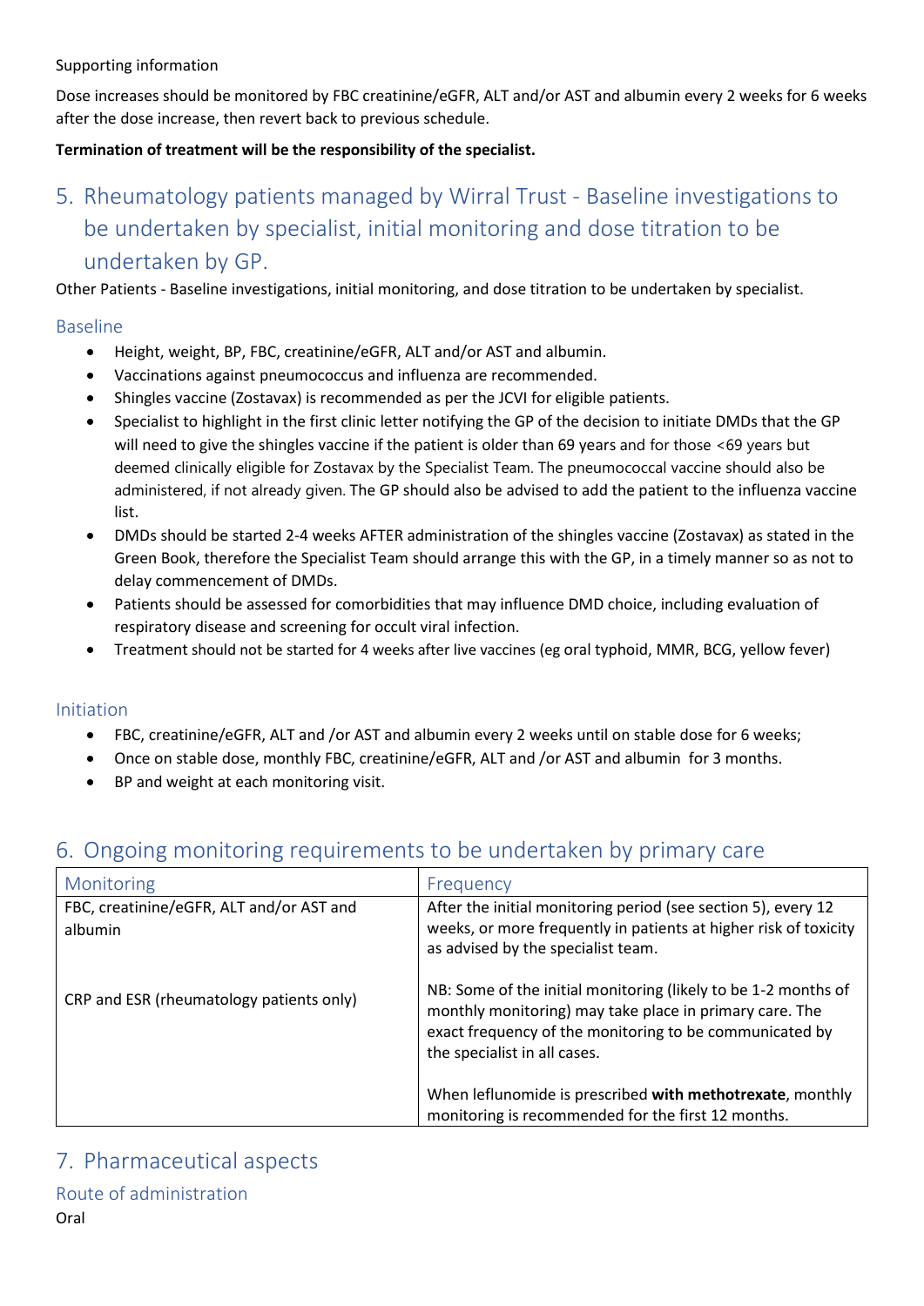Supporting information

Dose increases should be monitored by FBC creatinine/eGFR, ALT and/or AST and albumin every 2 weeks for 6 weeks after the dose increase, then revert back to previous schedule.

**Termination of treatment will be the responsibility of the specialist.**

## 5. Rheumatology patients managed by Wirral Trust - Baseline investigations to be undertaken by specialist, initial monitoring and dose titration to be undertaken by GP.

Other Patients - Baseline investigations, initial monitoring, and dose titration to be undertaken by specialist.

### Baseline

- Height, weight, BP, FBC, creatinine/eGFR, ALT and/or AST and albumin.
- Vaccinations against pneumococcus and influenza are recommended.
- Shingles vaccine (Zostavax) is recommended as per the JCVI for eligible patients.
- Specialist to highlight in the first clinic letter notifying the GP of the decision to initiate DMDs that the GP will need to give the shingles vaccine if the patient is older than 69 years and for those <69 years but deemed clinically eligible for Zostavax by the Specialist Team. The pneumococcal vaccine should also be administered, if not already given. The GP should also be advised to add the patient to the influenza vaccine list.
- DMDs should be started 2-4 weeks AFTER administration of the shingles vaccine (Zostavax) as stated in the Green Book, therefore the Specialist Team should arrange this with the GP, in a timely manner so as not to delay commencement of DMDs.
- Patients should be assessed for comorbidities that may influence DMD choice, including evaluation of respiratory disease and screening for occult viral infection.
- Treatment should not be started for 4 weeks after live vaccines (eg oral typhoid, MMR, BCG, yellow fever)

### Initiation

- FBC, creatinine/eGFR, ALT and /or AST and albumin every 2 weeks until on stable dose for 6 weeks;
- Once on stable dose, monthly FBC, creatinine/eGFR, ALT and /or AST and albumin for 3 months.
- BP and weight at each monitoring visit.

## 6. Ongoing monitoring requirements to be undertaken by primary care

| Monitoring | Frequency |
|---|---|
| FBC, creatinine/eGFR, ALT and/or AST and albumin<br><br>CRP and ESR (rheumatology patients only) | After the initial monitoring period (see section 5), every 12 weeks, or more frequently in patients at higher risk of toxicity as advised by the specialist team.<br><br>NB: Some of the initial monitoring (likely to be 1-2 months of monthly monitoring) may take place in primary care. The exact frequency of the monitoring to be communicated by the specialist in all cases.<br><br>When leflunomide is prescribed **with methotrexate**, monthly monitoring is recommended for the first 12 months. |

## 7. Pharmaceutical aspects

### Route of administration

Oral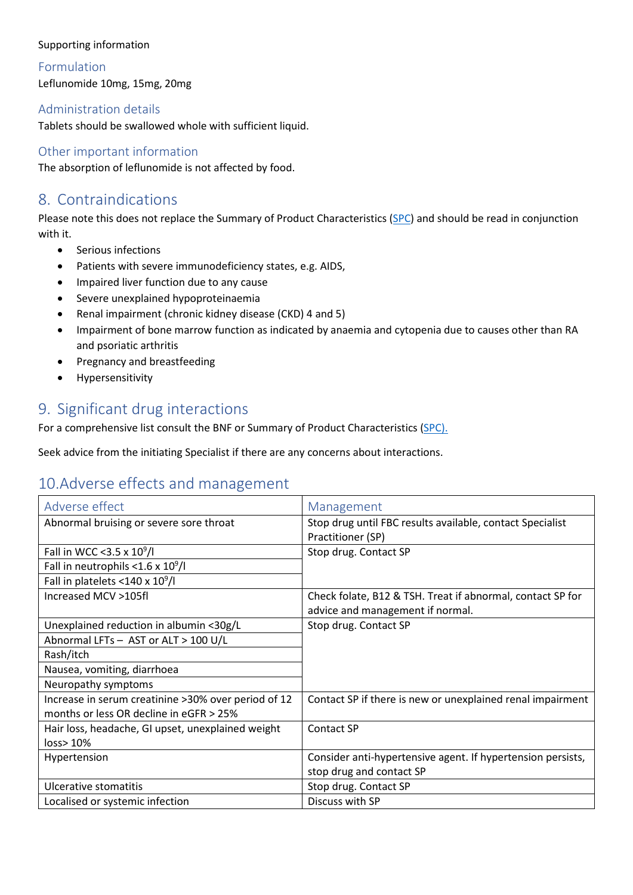Supporting information

### Formulation

Leflunomide 10mg, 15mg, 20mg

### Administration details

Tablets should be swallowed whole with sufficient liquid.

### Other important information

The absorption of leflunomide is not affected by food.

## 8. Contraindications

Please note this does not replace the Summary of Product Characteristics (SPC) and should be read in conjunction with it.

- Serious infections
- Patients with severe immunodeficiency states, e.g. AIDS,
- Impaired liver function due to any cause
- Severe unexplained hypoproteinaemia
- Renal impairment (chronic kidney disease (CKD) 4 and 5)
- Impairment of bone marrow function as indicated by anaemia and cytopenia due to causes other than RA and psoriatic arthritis
- Pregnancy and breastfeeding
- Hypersensitivity

## 9. Significant drug interactions

For a comprehensive list consult the BNF or Summary of Product Characteristics (SPC).

Seek advice from the initiating Specialist if there are any concerns about interactions.

## 10. Adverse effects and management

| Adverse effect | Management |
|---|---|
| Abnormal bruising or severe sore throat | Stop drug until FBC results available, contact Specialist Practitioner (SP) |
| Fall in WCC <3.5 x $10^9$/l | Stop drug. Contact SP |
| Fall in neutrophils <1.6 x $10^9$/l | |
| Fall in platelets <140 x $10^9$/l | |
| Increased MCV >105fl | Check folate, B12 & TSH. Treat if abnormal, contact SP for advice and management if normal. |
| Unexplained reduction in albumin <30g/L | Stop drug. Contact SP |
| Abnormal LFTs – AST or ALT > 100 U/L | |
| Rash/itch | |
| Nausea, vomiting, diarrhoea | |
| Neuropathy symptoms | |
| Increase in serum creatinine >30% over period of 12 months or less OR decline in eGFR > 25% | Contact SP if there is new or unexplained renal impairment |
| Hair loss, headache, GI upset, unexplained weight loss> 10% | Contact SP |
| Hypertension | Consider anti-hypertensive agent. If hypertension persists, stop drug and contact SP |
| Ulcerative stomatitis | Stop drug. Contact SP |
| Localised or systemic infection | Discuss with SP |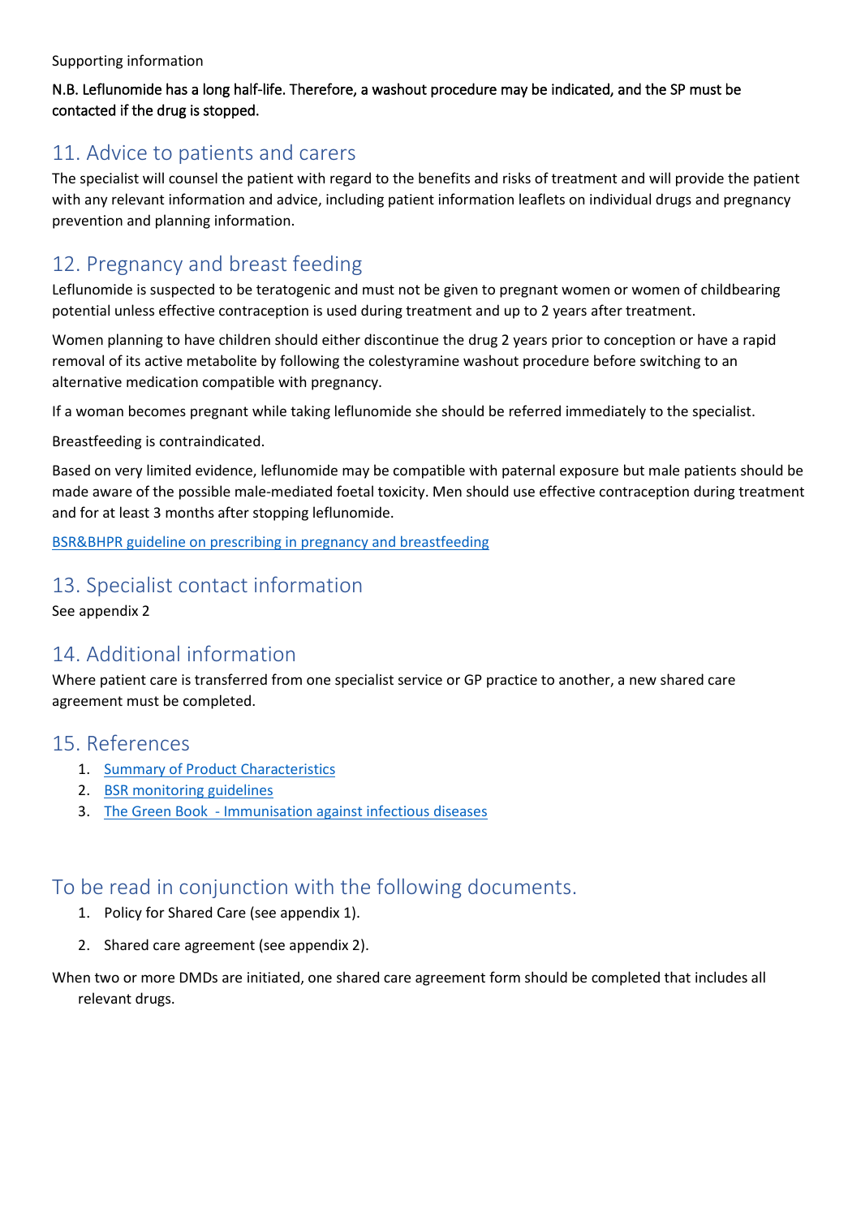Supporting information

N.B. Leflunomide has a long half-life. Therefore, a washout procedure may be indicated, and the SP must be contacted if the drug is stopped.

## 11. Advice to patients and carers

The specialist will counsel the patient with regard to the benefits and risks of treatment and will provide the patient with any relevant information and advice, including patient information leaflets on individual drugs and pregnancy prevention and planning information.

## 12. Pregnancy and breast feeding

Leflunomide is suspected to be teratogenic and must not be given to pregnant women or women of childbearing potential unless effective contraception is used during treatment and up to 2 years after treatment.

Women planning to have children should either discontinue the drug 2 years prior to conception or have a rapid removal of its active metabolite by following the colestyramine washout procedure before switching to an alternative medication compatible with pregnancy.

If a woman becomes pregnant while taking leflunomide she should be referred immediately to the specialist.

Breastfeeding is contraindicated.

Based on very limited evidence, leflunomide may be compatible with paternal exposure but male patients should be made aware of the possible male-mediated foetal toxicity. Men should use effective contraception during treatment and for at least 3 months after stopping leflunomide.

BSR&BHPR guideline on prescribing in pregnancy and breastfeeding

## 13. Specialist contact information

See appendix 2

## 14. Additional information

Where patient care is transferred from one specialist service or GP practice to another, a new shared care agreement must be completed.

## 15. References

1. Summary of Product Characteristics
2. BSR monitoring guidelines
3. The Green Book - Immunisation against infectious diseases

## To be read in conjunction with the following documents.

1. Policy for Shared Care (see appendix 1).
2. Shared care agreement (see appendix 2).

When two or more DMDs are initiated, one shared care agreement form should be completed that includes all relevant drugs.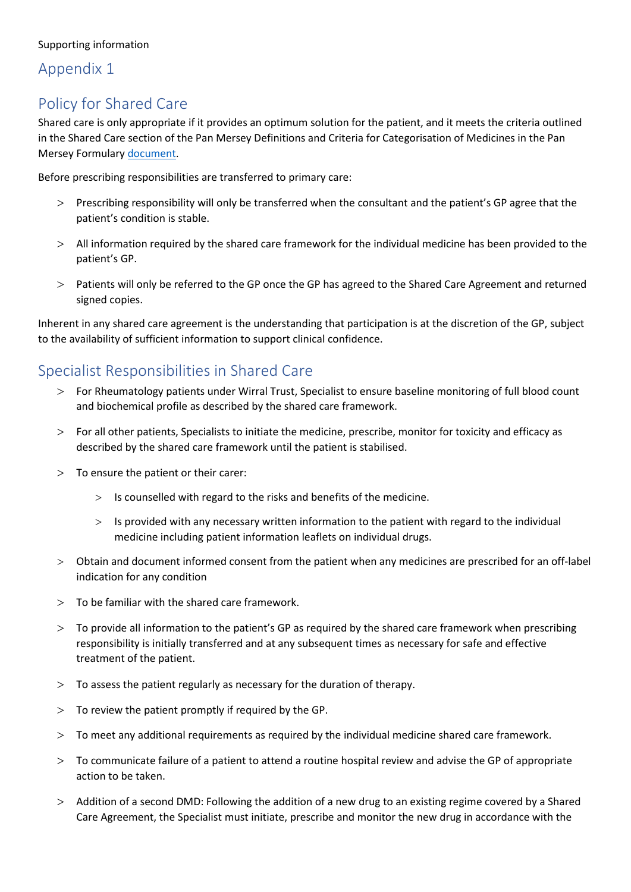Supporting information

## Appendix 1

## Policy for Shared Care

Shared care is only appropriate if it provides an optimum solution for the patient, and it meets the criteria outlined in the Shared Care section of the Pan Mersey Definitions and Criteria for Categorisation of Medicines in the Pan Mersey Formulary document.

Before prescribing responsibilities are transferred to primary care:

- Prescribing responsibility will only be transferred when the consultant and the patient's GP agree that the patient's condition is stable.
- All information required by the shared care framework for the individual medicine has been provided to the patient's GP.
- Patients will only be referred to the GP once the GP has agreed to the Shared Care Agreement and returned signed copies.

Inherent in any shared care agreement is the understanding that participation is at the discretion of the GP, subject to the availability of sufficient information to support clinical confidence.

## Specialist Responsibilities in Shared Care

- For Rheumatology patients under Wirral Trust, Specialist to ensure baseline monitoring of full blood count and biochemical profile as described by the shared care framework.
- For all other patients, Specialists to initiate the medicine, prescribe, monitor for toxicity and efficacy as described by the shared care framework until the patient is stabilised.
- To ensure the patient or their carer:
  - Is counselled with regard to the risks and benefits of the medicine.
  - Is provided with any necessary written information to the patient with regard to the individual medicine including patient information leaflets on individual drugs.
- Obtain and document informed consent from the patient when any medicines are prescribed for an off-label indication for any condition
- To be familiar with the shared care framework.
- To provide all information to the patient's GP as required by the shared care framework when prescribing responsibility is initially transferred and at any subsequent times as necessary for safe and effective treatment of the patient.
- To assess the patient regularly as necessary for the duration of therapy.
- To review the patient promptly if required by the GP.
- To meet any additional requirements as required by the individual medicine shared care framework.
- To communicate failure of a patient to attend a routine hospital review and advise the GP of appropriate action to be taken.
- Addition of a second DMD: Following the addition of a new drug to an existing regime covered by a Shared Care Agreement, the Specialist must initiate, prescribe and monitor the new drug in accordance with the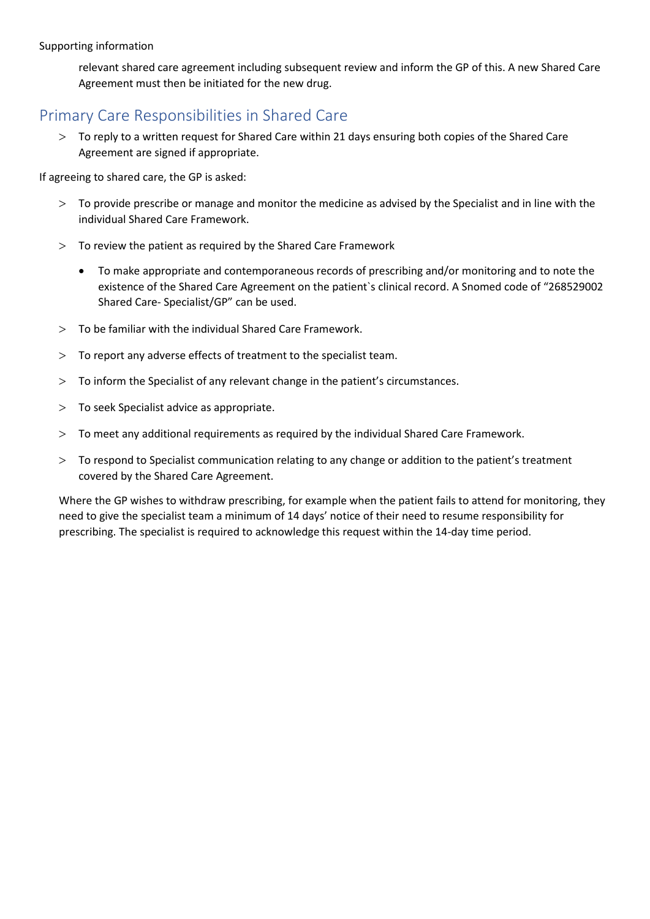relevant shared care agreement including subsequent review and inform the GP of this. A new Shared Care Agreement must then be initiated for the new drug.

## Primary Care Responsibilities in Shared Care

> To reply to a written request for Shared Care within 21 days ensuring both copies of the Shared Care Agreement are signed if appropriate.

If agreeing to shared care, the GP is asked:

- To provide prescribe or manage and monitor the medicine as advised by the Specialist and in line with the individual Shared Care Framework.
- To review the patient as required by the Shared Care Framework
  - To make appropriate and contemporaneous records of prescribing and/or monitoring and to note the existence of the Shared Care Agreement on the patient`s clinical record. A Snomed code of "268529002 Shared Care- Specialist/GP" can be used.
- To be familiar with the individual Shared Care Framework.
- To report any adverse effects of treatment to the specialist team.
- To inform the Specialist of any relevant change in the patient's circumstances.
- To seek Specialist advice as appropriate.
- To meet any additional requirements as required by the individual Shared Care Framework.
- To respond to Specialist communication relating to any change or addition to the patient's treatment covered by the Shared Care Agreement.

Where the GP wishes to withdraw prescribing, for example when the patient fails to attend for monitoring, they need to give the specialist team a minimum of 14 days' notice of their need to resume responsibility for prescribing. The specialist is required to acknowledge this request within the 14-day time period.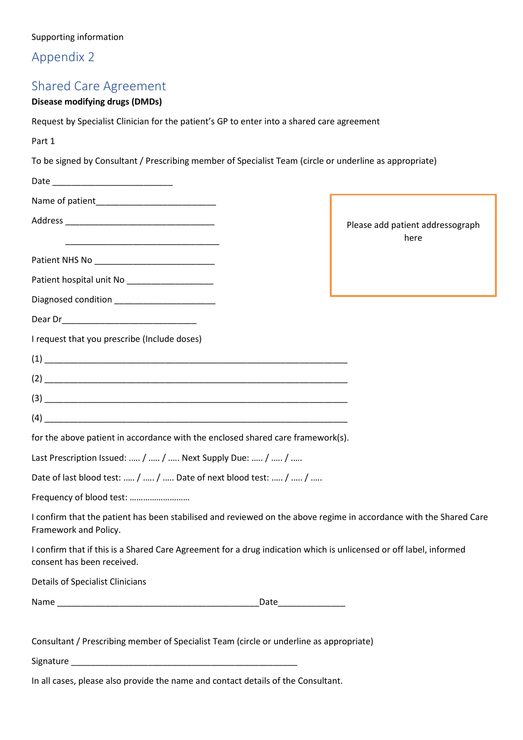Supporting information

# Appendix 2

## Shared Care Agreement

**Disease modifying drugs (DMDs)**

Request by Specialist Clinician for the patient's GP to enter into a shared care agreement

Part 1

To be signed by Consultant / Prescribing member of Specialist Team (circle or underline as appropriate)

Date _________________________

Name of patient_________________________

Address _______________________________

_______________________________

Patient NHS No _________________________

Patient hospital unit No __________________

Diagnosed condition _____________________

Please add patient addressograph here

Dear Dr____________________________

I request that you prescribe (Include doses)

(1) _______________________________________________________________

(2) _______________________________________________________________

(3) _______________________________________________________________

(4) _______________________________________________________________

for the above patient in accordance with the enclosed shared care framework(s).

Last Prescription Issued: ….. / ….. / ….. Next Supply Due: ….. / ….. / …..

Date of last blood test: ….. / ….. / ….. Date of next blood test: ….. / ….. / …..

Frequency of blood test: ………………………

I confirm that the patient has been stabilised and reviewed on the above regime in accordance with the Shared Care Framework and Policy.

I confirm that if this is a Shared Care Agreement for a drug indication which is unlicensed or off label, informed consent has been received.

Details of Specialist Clinicians

Name ___________________________________________Date______________

Consultant / Prescribing member of Specialist Team (circle or underline as appropriate)

Signature ________________________________________________

In all cases, please also provide the name and contact details of the Consultant.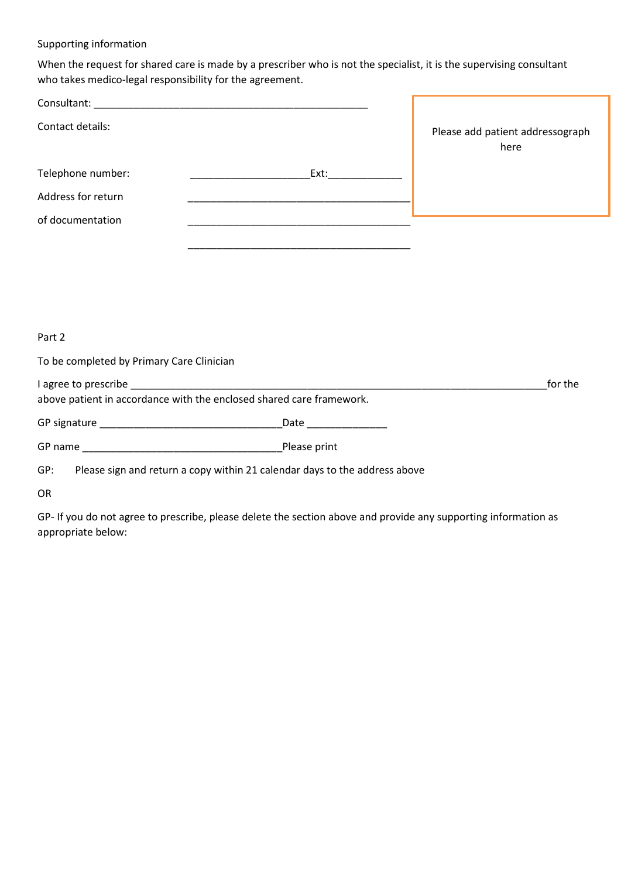Supporting information

When the request for shared care is made by a prescriber who is not the specialist, it is the supervising consultant who takes medico-legal responsibility for the agreement.

Consultant: ___________________________________________________

Contact details:

Telephone number: ______________________Ext:_____________

Address for return of documentation ________________________________________

________________________________________

________________________________________

Please add patient addressograph here

Part 2

To be completed by Primary Care Clinician

I agree to prescribe ______________________________________________________________________________for the above patient in accordance with the enclosed shared care framework.

GP signature ________________________________Date ______________

GP name ___________________________________Please print

GP: Please sign and return a copy within 21 calendar days to the address above

OR

GP- If you do not agree to prescribe, please delete the section above and provide any supporting information as appropriate below: